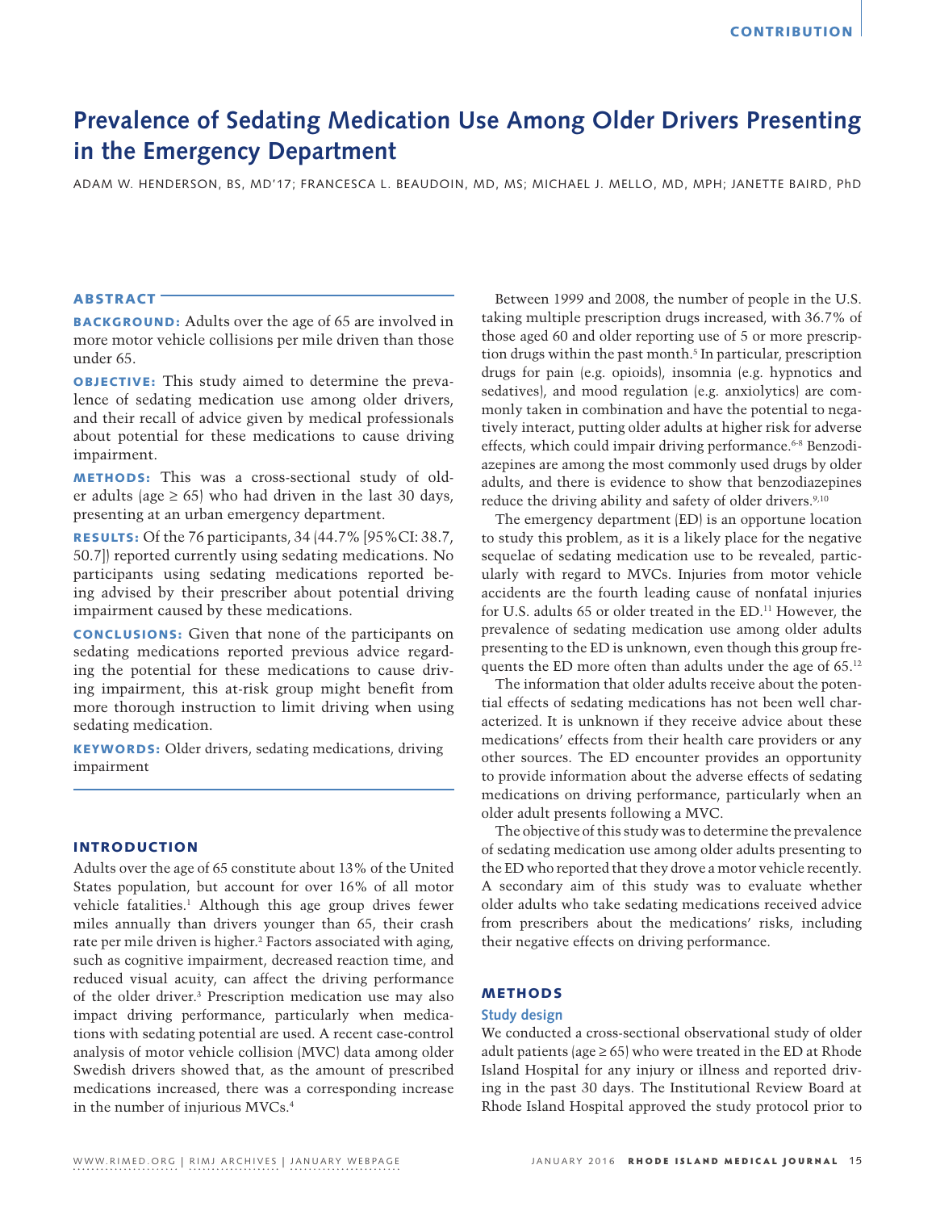# Prevalence of Sedating Medication Use Among Older Drivers Presenting in the Emergency Department

ADAM W. HENDERSON, BS, MD'17; FRANCESCA L. BEAUDOIN, MD, MS; MICHAEL J. MELLO, MD, MPH; JANETTE BAIRD, PhD

## ABSTRACT

**BACKGROUND:** Adults over the age of 65 are involved in more motor vehicle collisions per mile driven than those under 65.

**OBJECTIVE:** This study aimed to determine the prevalence of sedating medication use among older drivers, and their recall of advice given by medical professionals about potential for these medications to cause driving impairment.

**METHODS:** This was a cross-sectional study of older adults (age ≥ 65) who had driven in the last 30 days, presenting at an urban emergency department.

**RESULTS:** Of the 76 participants, 34 (44.7% [95%CI: 38.7, 50.7]) reported currently using sedating medications. No participants using sedating medications reported being advised by their prescriber about potential driving impairment caused by these medications.

**CONCLUSIONS:** Given that none of the participants on sedating medications reported previous advice regarding the potential for these medications to cause driving impairment, this at-risk group might benefit from more thorough instruction to limit driving when using sedating medication.

**KEYWORDS:** Older drivers, sedating medications, driving impairment

## INTRODUCTION

Adults over the age of 65 constitute about 13% of the United States population, but account for over 16% of all motor vehicle fatalities.[1] Although this age group drives fewer miles annually than drivers younger than 65, their crash rate per mile driven is higher.[2] Factors associated with aging, such as cognitive impairment, decreased reaction time, and reduced visual acuity, can affect the driving performance of the older driver.[3] Prescription medication use may also impact driving performance, particularly when medications with sedating potential are used. A recent case-control analysis of motor vehicle collision (MVC) data among older Swedish drivers showed that, as the amount of prescribed medications increased, there was a corresponding increase in the number of injurious MVCs.[4]

Between 1999 and 2008, the number of people in the U.S. taking multiple prescription drugs increased, with 36.7% of those aged 60 and older reporting use of 5 or more prescription drugs within the past month.[5] In particular, prescription drugs for pain (e.g. opioids), insomnia (e.g. hypnotics and sedatives), and mood regulation (e.g. anxiolytics) are commonly taken in combination and have the potential to negatively interact, putting older adults at higher risk for adverse effects, which could impair driving performance.[6-8] Benzodiazepines are among the most commonly used drugs by older adults, and there is evidence to show that benzodiazepines reduce the driving ability and safety of older drivers.[9,10]

The emergency department (ED) is an opportune location to study this problem, as it is a likely place for the negative sequelae of sedating medication use to be revealed, particularly with regard to MVCs. Injuries from motor vehicle accidents are the fourth leading cause of nonfatal injuries for U.S. adults 65 or older treated in the ED.[11] However, the prevalence of sedating medication use among older adults presenting to the ED is unknown, even though this group frequents the ED more often than adults under the age of 65.[12]

The information that older adults receive about the potential effects of sedating medications has not been well characterized. It is unknown if they receive advice about these medications' effects from their health care providers or any other sources. The ED encounter provides an opportunity to provide information about the adverse effects of sedating medications on driving performance, particularly when an older adult presents following a MVC.

The objective of this study was to determine the prevalence of sedating medication use among older adults presenting to the ED who reported that they drove a motor vehicle recently. A secondary aim of this study was to evaluate whether older adults who take sedating medications received advice from prescribers about the medications' risks, including their negative effects on driving performance.

## METHODS

### Study design

We conducted a cross-sectional observational study of older adult patients (age ≥ 65) who were treated in the ED at Rhode Island Hospital for any injury or illness and reported driving in the past 30 days. The Institutional Review Board at Rhode Island Hospital approved the study protocol prior to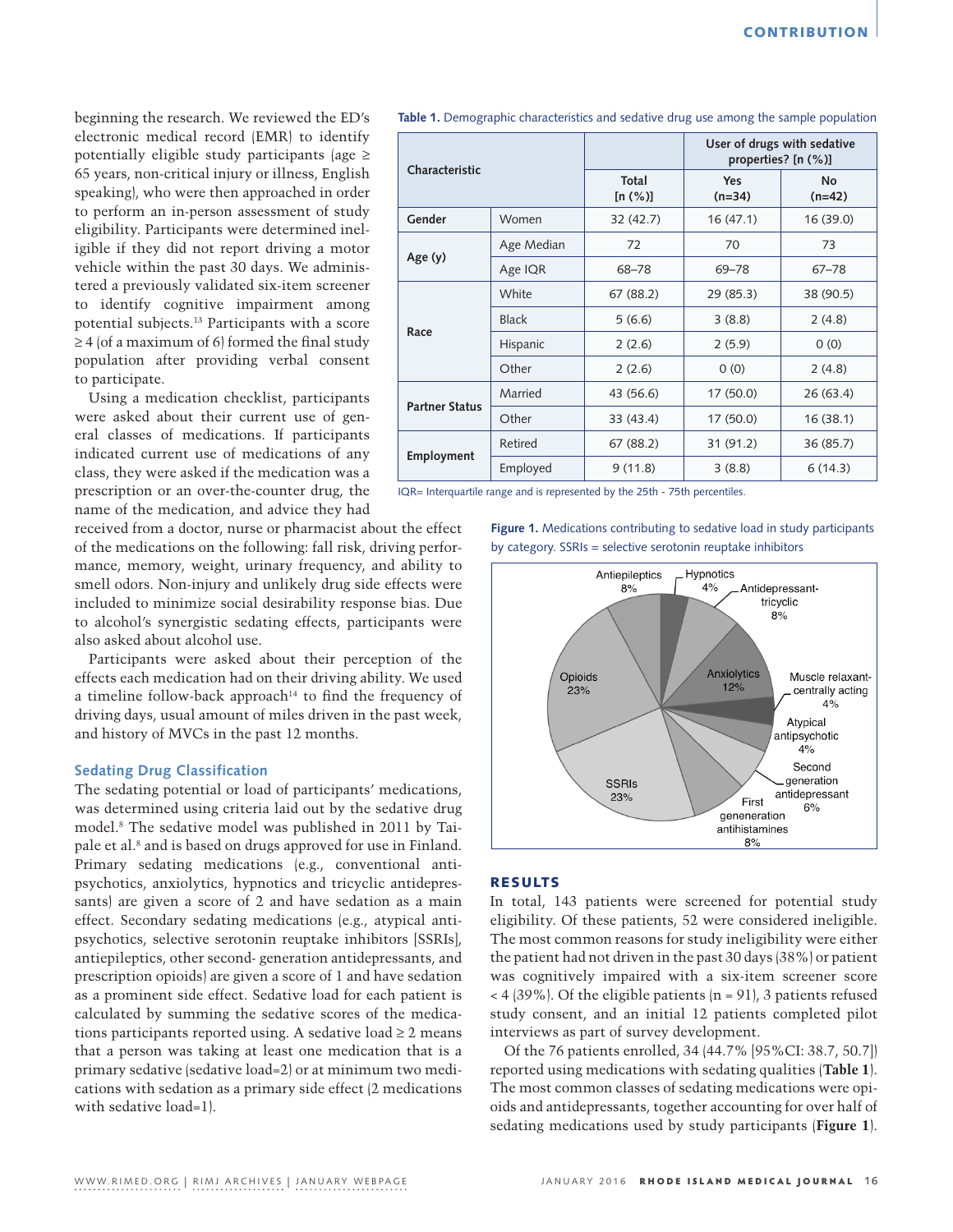beginning the research. We reviewed the ED's electronic medical record (EMR) to identify potentially eligible study participants (age ≥ 65 years, non-critical injury or illness, English speaking), who were then approached in order to perform an in-person assessment of study eligibility. Participants were determined ineligible if they did not report driving a motor vehicle within the past 30 days. We administered a previously validated six-item screener to identify cognitive impairment among potential subjects.[13] Participants with a score ≥ 4 (of a maximum of 6) formed the final study population after providing verbal consent to participate.

Using a medication checklist, participants were asked about their current use of general classes of medications. If participants indicated current use of medications of any class, they were asked if the medication was a prescription or an over-the-counter drug, the name of the medication, and advice they had received from a doctor, nurse or pharmacist about the effect of the medications on the following: fall risk, driving performance, memory, weight, urinary frequency, and ability to smell odors. Non-injury and unlikely drug side effects were included to minimize social desirability response bias. Due to alcohol's synergistic sedating effects, participants were also asked about alcohol use.

Participants were asked about their perception of the effects each medication had on their driving ability. We used a timeline follow-back approach[14] to find the frequency of driving days, usual amount of miles driven in the past week, and history of MVCs in the past 12 months.

### Sedating Drug Classification

The sedating potential or load of participants' medications, was determined using criteria laid out by the sedative drug model.[8] The sedative model was published in 2011 by Taipale et al.[8] and is based on drugs approved for use in Finland. Primary sedating medications (e.g., conventional antipsychotics, anxiolytics, hypnotics and tricyclic antidepressants) are given a score of 2 and have sedation as a main effect. Secondary sedating medications (e.g., atypical antipsychotics, selective serotonin reuptake inhibitors [SSRIs], antiepileptics, other second- generation antidepressants, and prescription opioids) are given a score of 1 and have sedation as a prominent side effect. Sedative load for each patient is calculated by summing the sedative scores of the medications participants reported using. A sedative load ≥ 2 means that a person was taking at least one medication that is a primary sedative (sedative load=2) or at minimum two medications with sedation as a primary side effect (2 medications with sedative load=1).

**Table 1.** Demographic characteristics and sedative drug use among the sample population

| Characteristic | | Total [n (%)] | User of drugs with sedative properties? [n (%)] Yes (n=34) | No (n=42) |
|---|---|---|---|---|
| Gender | Women | 32 (42.7) | 16 (47.1) | 16 (39.0) |
| Age (y) | Age Median | 72 | 70 | 73 |
| | Age IQR | 68–78 | 69–78 | 67–78 |
| Race | White | 67 (88.2) | 29 (85.3) | 38 (90.5) |
| | Black | 5 (6.6) | 3 (8.8) | 2 (4.8) |
| | Hispanic | 2 (2.6) | 2 (5.9) | 0 (0) |
| | Other | 2 (2.6) | 0 (0) | 2 (4.8) |
| Partner Status | Married | 43 (56.6) | 17 (50.0) | 26 (63.4) |
| | Other | 33 (43.4) | 17 (50.0) | 16 (38.1) |
| Employment | Retired | 67 (88.2) | 31 (91.2) | 36 (85.7) |
| | Employed | 9 (11.8) | 3 (8.8) | 6 (14.3) |

IQR= Interquartile range and is represented by the 25th - 75th percentiles.

**Figure 1.** Medications contributing to sedative load in study participants by category. SSRIs = selective serotonin reuptake inhibitors

Antiepileptics 8%; Hypnotics 4%; Antidepressant-tricyclic 8%; Anxiolytics 12%; Muscle relaxant-centrally acting 4%; Atypical antipsychotic 4%; Second generation antidepressant 6%; First geneneration antihistamines 8%; SSRIs 23%; Opioids 23%

## RESULTS

In total, 143 patients were screened for potential study eligibility. Of these patients, 52 were considered ineligible. The most common reasons for study ineligibility were either the patient had not driven in the past 30 days (38%) or patient was cognitively impaired with a six-item screener score < 4 (39%). Of the eligible patients (n = 91), 3 patients refused study consent, and an initial 12 patients completed pilot interviews as part of survey development.

Of the 76 patients enrolled, 34 (44.7% [95%CI: 38.7, 50.7]) reported using medications with sedating qualities (**Table 1**). The most common classes of sedating medications were opioids and antidepressants, together accounting for over half of sedating medications used by study participants (**Figure 1**).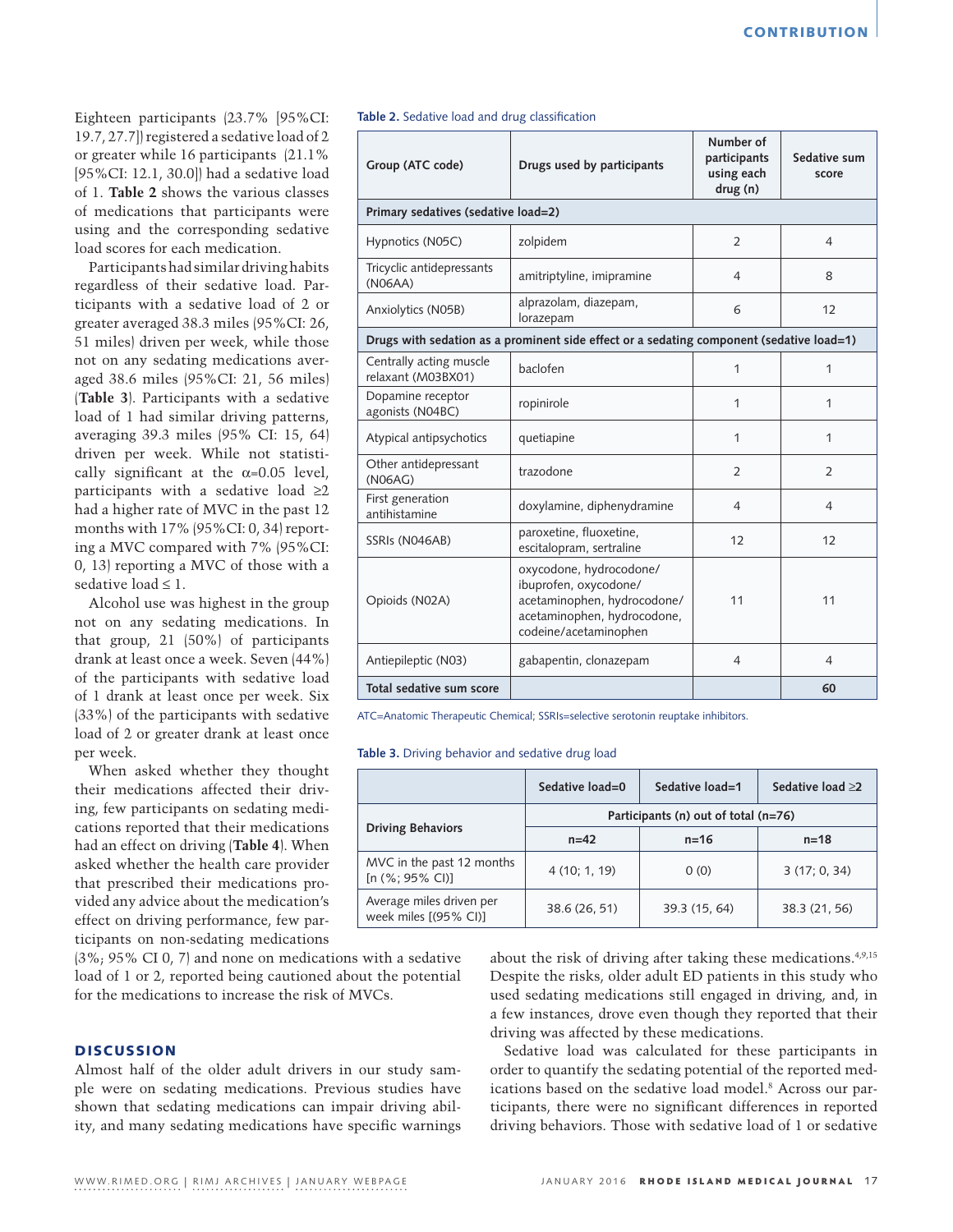Eighteen participants (23.7% [95%CI: 19.7, 27.7]) registered a sedative load of 2 or greater while 16 participants (21.1% [95%CI: 12.1, 30.0]) had a sedative load of 1. **Table 2** shows the various classes of medications that participants were using and the corresponding sedative load scores for each medication.

Participants had similar driving habits regardless of their sedative load. Participants with a sedative load of 2 or greater averaged 38.3 miles (95%CI: 26, 51 miles) driven per week, while those not on any sedating medications averaged 38.6 miles (95%CI: 21, 56 miles) (**Table 3**). Participants with a sedative load of 1 had similar driving patterns, averaging 39.3 miles (95% CI: 15, 64) driven per week. While not statistically significant at the $\alpha$=0.05 level, participants with a sedative load ≥2 had a higher rate of MVC in the past 12 months with 17% (95%CI: 0, 34) reporting a MVC compared with 7% (95%CI: 0, 13) reporting a MVC of those with a sedative load ≤ 1.

Alcohol use was highest in the group not on any sedating medications. In that group, 21 (50%) of participants drank at least once a week. Seven (44%) of the participants with sedative load of 1 drank at least once per week. Six (33%) of the participants with sedative load of 2 or greater drank at least once per week.

When asked whether they thought their medications affected their driving, few participants on sedating medications reported that their medications had an effect on driving (**Table 4**). When asked whether the health care provider that prescribed their medications provided any advice about the medication's effect on driving performance, few participants on non-sedating medications (3%; 95% CI 0, 7) and none on medications with a sedative load of 1 or 2, reported being cautioned about the potential for the medications to increase the risk of MVCs.

**Table 2.** Sedative load and drug classification

| Group (ATC code) | Drugs used by participants | Number of participants using each drug (n) | Sedative sum score |
|---|---|---|---|
| **Primary sedatives (sedative load=2)** | | | |
| Hypnotics (N05C) | zolpidem | 2 | 4 |
| Tricyclic antidepressants (N06AA) | amitriptyline, imipramine | 4 | 8 |
| Anxiolytics (N05B) | alprazolam, diazepam, lorazepam | 6 | 12 |
| **Drugs with sedation as a prominent side effect or a sedating component (sedative load=1)** | | | |
| Centrally acting muscle relaxant (M03BX01) | baclofen | 1 | 1 |
| Dopamine receptor agonists (N04BC) | ropinirole | 1 | 1 |
| Atypical antipsychotics | quetiapine | 1 | 1 |
| Other antidepressant (N06AG) | trazodone | 2 | 2 |
| First generation antihistamine | doxylamine, diphenydramine | 4 | 4 |
| SSRIs (N046AB) | paroxetine, fluoxetine, escitalopram, sertraline | 12 | 12 |
| Opioids (N02A) | oxycodone, hydrocodone/ibuprofen, oxycodone/acetaminophen, hydrocodone/acetaminophen, hydrocodone, codeine/acetaminophen | 11 | 11 |
| Antiepileptic (N03) | gabapentin, clonazepam | 4 | 4 |
| **Total sedative sum score** | | | **60** |

ATC=Anatomic Therapeutic Chemical; SSRIs=selective serotonin reuptake inhibitors.

**Table 3.** Driving behavior and sedative drug load

| Driving Behaviors | Sedative load=0 | Sedative load=1 | Sedative load ≥2 |
|---|---|---|---|
| | Participants (n) out of total (n=76) | | |
| | n=42 | n=16 | n=18 |
| MVC in the past 12 months [n (%; 95% CI)] | 4 (10; 1, 19) | 0 (0) | 3 (17; 0, 34) |
| Average miles driven per week miles [(95% CI)] | 38.6 (26, 51) | 39.3 (15, 64) | 38.3 (21, 56) |

## DISCUSSION

Almost half of the older adult drivers in our study sample were on sedating medications. Previous studies have shown that sedating medications can impair driving ability, and many sedating medications have specific warnings about the risk of driving after taking these medications.[4,9,15] Despite the risks, older adult ED patients in this study who used sedating medications still engaged in driving, and, in a few instances, drove even though they reported that their driving was affected by these medications.

Sedative load was calculated for these participants in order to quantify the sedating potential of the reported medications based on the sedative load model.[8] Across our participants, there were no significant differences in reported driving behaviors. Those with sedative load of 1 or sedative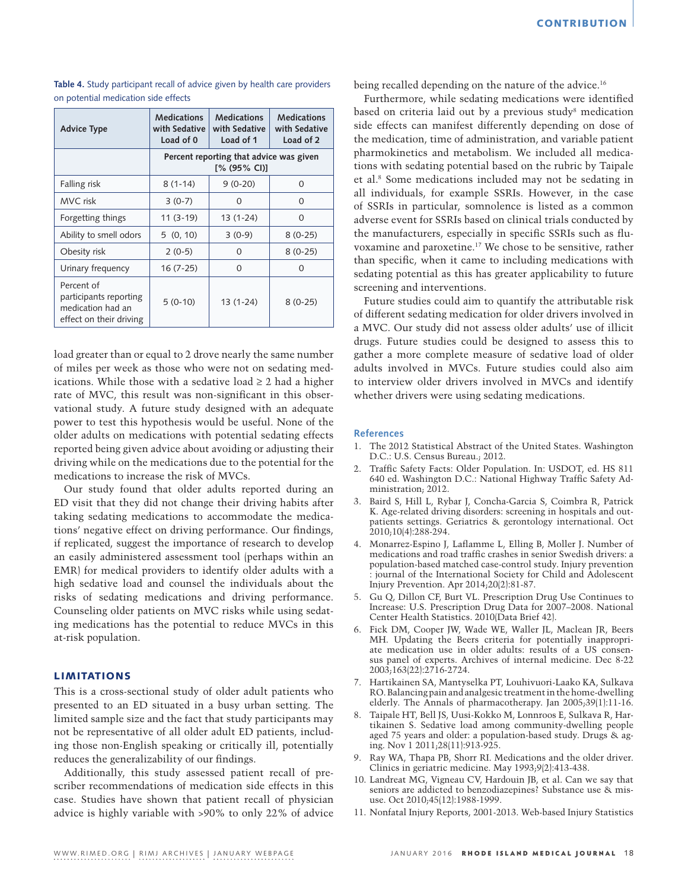**Table 4.** Study participant recall of advice given by health care providers on potential medication side effects

| Advice Type | Medications with Sedative Load of 0 | Medications with Sedative Load of 1 | Medications with Sedative Load of 2 |
|---|---|---|---|
| | Percent reporting that advice was given [% (95% CI)] | | |
| Falling risk | 8 (1-14) | 9 (0-20) | 0 |
| MVC risk | 3 (0-7) | 0 | 0 |
| Forgetting things | 11 (3-19) | 13 (1-24) | 0 |
| Ability to smell odors | 5 (0, 10) | 3 (0-9) | 8 (0-25) |
| Obesity risk | 2 (0-5) | 0 | 8 (0-25) |
| Urinary frequency | 16 (7-25) | 0 | 0 |
| Percent of participants reporting medication had an effect on their driving | 5 (0-10) | 13 (1-24) | 8 (0-25) |

load greater than or equal to 2 drove nearly the same number of miles per week as those who were not on sedating medications. While those with a sedative load ≥ 2 had a higher rate of MVC, this result was non-significant in this observational study. A future study designed with an adequate power to test this hypothesis would be useful. None of the older adults on medications with potential sedating effects reported being given advice about avoiding or adjusting their driving while on the medications due to the potential for the medications to increase the risk of MVCs.

Our study found that older adults reported during an ED visit that they did not change their driving habits after taking sedating medications to accommodate the medications' negative effect on driving performance. Our findings, if replicated, suggest the importance of research to develop an easily administered assessment tool (perhaps within an EMR) for medical providers to identify older adults with a high sedative load and counsel the individuals about the risks of sedating medications and driving performance. Counseling older patients on MVC risks while using sedating medications has the potential to reduce MVCs in this at-risk population.

## LIMITATIONS

This is a cross-sectional study of older adult patients who presented to an ED situated in a busy urban setting. The limited sample size and the fact that study participants may not be representative of all older adult ED patients, including those non-English speaking or critically ill, potentially reduces the generalizability of our findings.

Additionally, this study assessed patient recall of prescriber recommendations of medication side effects in this case. Studies have shown that patient recall of physician advice is highly variable with >90% to only 22% of advice being recalled depending on the nature of the advice.[16]

Furthermore, while sedating medications were identified based on criteria laid out by a previous study[8] medication side effects can manifest differently depending on dose of the medication, time of administration, and variable patient pharmokinetics and metabolism. We included all medications with sedating potential based on the rubric by Taipale et al.[8] Some medications included may not be sedating in all individuals, for example SSRIs. However, in the case of SSRIs in particular, somnolence is listed as a common adverse event for SSRIs based on clinical trials conducted by the manufacturers, especially in specific SSRIs such as fluvoxamine and paroxetine.[17] We chose to be sensitive, rather than specific, when it came to including medications with sedating potential as this has greater applicability to future screening and interventions.

Future studies could aim to quantify the attributable risk of different sedating medication for older drivers involved in a MVC. Our study did not assess older adults' use of illicit drugs. Future studies could be designed to assess this to gather a more complete measure of sedative load of older adults involved in MVCs. Future studies could also aim to interview older drivers involved in MVCs and identify whether drivers were using sedating medications.

## References

1. The 2012 Statistical Abstract of the United States. Washington D.C.: U.S. Census Bureau.; 2012.
2. Traffic Safety Facts: Older Population. In: USDOT, ed. HS 811 640 ed. Washington D.C.: National Highway Traffic Safety Administration; 2012.
3. Baird S, Hill L, Rybar J, Concha-Garcia S, Coimbra R, Patrick K. Age-related driving disorders: screening in hospitals and outpatients settings. Geriatrics & gerontology international. Oct 2010;10(4):288-294.
4. Monarrez-Espino J, Laflamme L, Elling B, Moller J. Number of medications and road traffic crashes in senior Swedish drivers: a population-based matched case-control study. Injury prevention : journal of the International Society for Child and Adolescent Injury Prevention. Apr 2014;20(2):81-87.
5. Gu Q, Dillon CF, Burt VL. Prescription Drug Use Continues to Increase: U.S. Prescription Drug Data for 2007–2008. National Center Health Statistics. 2010(Data Brief 42).
6. Fick DM, Cooper JW, Wade WE, Waller JL, Maclean JR, Beers MH. Updating the Beers criteria for potentially inappropriate medication use in older adults: results of a US consensus panel of experts. Archives of internal medicine. Dec 8-22 2003;163(22):2716-2724.
7. Hartikainen SA, Mantyselka PT, Louhivuori-Laako KA, Sulkava RO. Balancing pain and analgesic treatment in the home-dwelling elderly. The Annals of pharmacotherapy. Jan 2005;39(1):11-16.
8. Taipale HT, Bell JS, Uusi-Kokko M, Lonnroos E, Sulkava R, Hartikainen S. Sedative load among community-dwelling people aged 75 years and older: a population-based study. Drugs & aging. Nov 1 2011;28(11):913-925.
9. Ray WA, Thapa PB, Shorr RI. Medications and the older driver. Clinics in geriatric medicine. May 1993;9(2):413-438.
10. Landreat MG, Vigneau CV, Hardouin JB, et al. Can we say that seniors are addicted to benzodiazepines? Substance use & misuse. Oct 2010;45(12):1988-1999.
11. Nonfatal Injury Reports, 2001-2013. Web-based Injury Statistics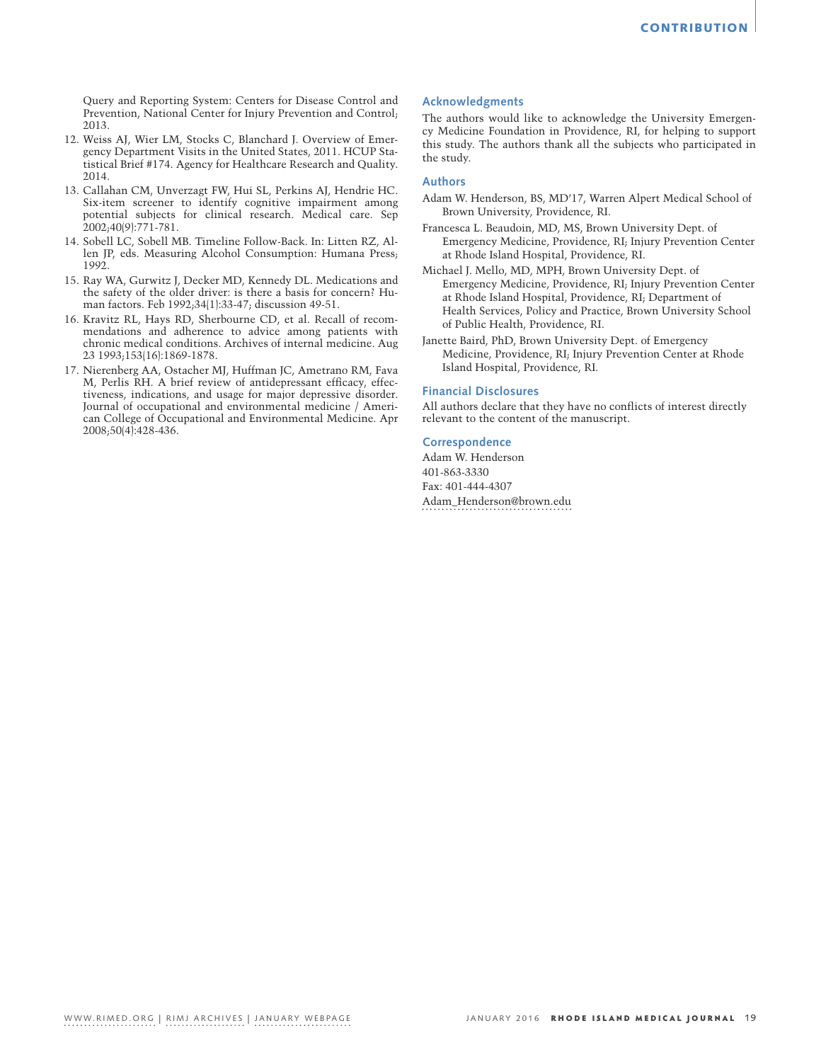Query and Reporting System: Centers for Disease Control and Prevention, National Center for Injury Prevention and Control; 2013.

12. Weiss AJ, Wier LM, Stocks C, Blanchard J. Overview of Emergency Department Visits in the United States, 2011. HCUP Statistical Brief #174. Agency for Healthcare Research and Quality. 2014.
13. Callahan CM, Unverzagt FW, Hui SL, Perkins AJ, Hendrie HC. Six-item screener to identify cognitive impairment among potential subjects for clinical research. Medical care. Sep 2002;40(9):771-781.
14. Sobell LC, Sobell MB. Timeline Follow-Back. In: Litten RZ, Allen JP, eds. Measuring Alcohol Consumption: Humana Press; 1992.
15. Ray WA, Gurwitz J, Decker MD, Kennedy DL. Medications and the safety of the older driver: is there a basis for concern? Human factors. Feb 1992;34(1):33-47; discussion 49-51.
16. Kravitz RL, Hays RD, Sherbourne CD, et al. Recall of recommendations and adherence to advice among patients with chronic medical conditions. Archives of internal medicine. Aug 23 1993;153(16):1869-1878.
17. Nierenberg AA, Ostacher MJ, Huffman JC, Ametrano RM, Fava M, Perlis RH. A brief review of antidepressant efficacy, effectiveness, indications, and usage for major depressive disorder. Journal of occupational and environmental medicine / American College of Occupational and Environmental Medicine. Apr 2008;50(4):428-436.

## Acknowledgments

The authors would like to acknowledge the University Emergency Medicine Foundation in Providence, RI, for helping to support this study. The authors thank all the subjects who participated in the study.

## Authors

Adam W. Henderson, BS, MD'17, Warren Alpert Medical School of Brown University, Providence, RI.

Francesca L. Beaudoin, MD, MS, Brown University Dept. of Emergency Medicine, Providence, RI; Injury Prevention Center at Rhode Island Hospital, Providence, RI.

Michael J. Mello, MD, MPH, Brown University Dept. of Emergency Medicine, Providence, RI; Injury Prevention Center at Rhode Island Hospital, Providence, RI; Department of Health Services, Policy and Practice, Brown University School of Public Health, Providence, RI.

Janette Baird, PhD, Brown University Dept. of Emergency Medicine, Providence, RI; Injury Prevention Center at Rhode Island Hospital, Providence, RI.

## Financial Disclosures

All authors declare that they have no conflicts of interest directly relevant to the content of the manuscript.

## Correspondence

Adam W. Henderson
401-863-3330
Fax: 401-444-4307
Adam_Henderson@brown.edu